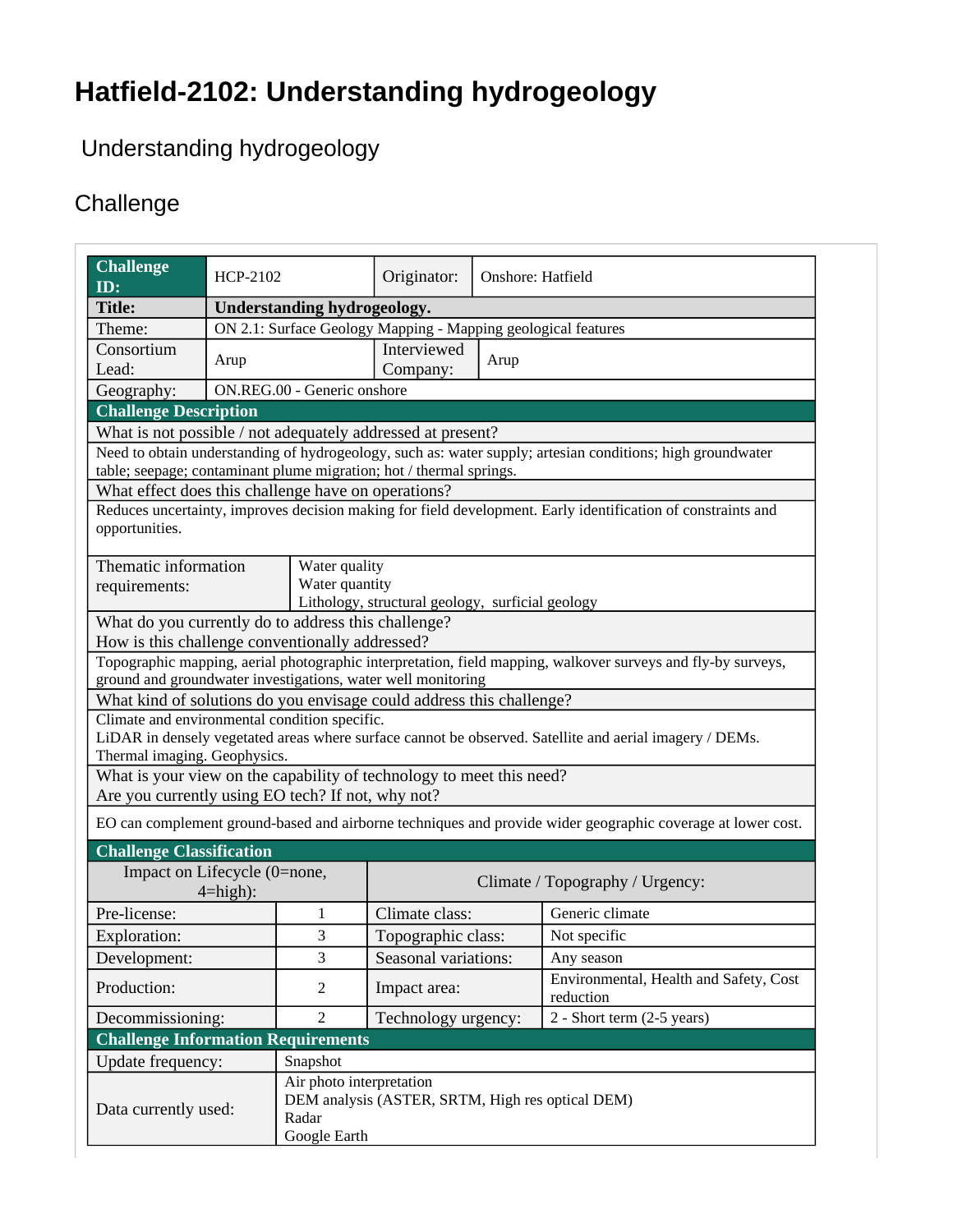# Hatfield-2102: Understanding hydrogeology

Understanding hydrogeology

## Challenge

| **Challenge ID:** | HCP-2102 | Originator: | Onshore: Hatfield |
|---|---|---|---|
| **Title:** | **Understanding hydrogeology.** | | |
| Theme: | ON 2.1: Surface Geology Mapping - Mapping geological features | | |
| Consortium Lead: | Arup | Interviewed Company: | Arup |
| Geography: | ON.REG.00 - Generic onshore | | |

| **Challenge Description** | |
|---|---|
| What is not possible / not adequately addressed at present? | |
| Need to obtain understanding of hydrogeology, such as: water supply; artesian conditions; high groundwater table; seepage; contaminant plume migration; hot / thermal springs. | |
| What effect does this challenge have on operations? | |
| Reduces uncertainty, improves decision making for field development. Early identification of constraints and opportunities. | |
| Thematic information requirements: | Water quality<br>Water quantity<br>Lithology, structural geology, surficial geology |
| What do you currently do to address this challenge?<br>How is this challenge conventionally addressed? | |
| Topographic mapping, aerial photographic interpretation, field mapping, walkover surveys and fly-by surveys, ground and groundwater investigations, water well monitoring | |
| What kind of solutions do you envisage could address this challenge? | |
| Climate and environmental condition specific.<br>LiDAR in densely vegetated areas where surface cannot be observed. Satellite and aerial imagery / DEMs.<br>Thermal imaging. Geophysics. | |
| What is your view on the capability of technology to meet this need?<br>Are you currently using EO tech? If not, why not? | |
| EO can complement ground-based and airborne techniques and provide wider geographic coverage at lower cost. | |

| **Challenge Classification** | | | |
|---|---|---|---|
| Impact on Lifecycle (0=none, 4=high): | | Climate / Topography / Urgency: | |
| Pre-license: | 1 | Climate class: | Generic climate |
| Exploration: | 3 | Topographic class: | Not specific |
| Development: | 3 | Seasonal variations: | Any season |
| Production: | 2 | Impact area: | Environmental, Health and Safety, Cost reduction |
| Decommissioning: | 2 | Technology urgency: | 2 - Short term (2-5 years) |

| **Challenge Information Requirements** | |
|---|---|
| Update frequency: | Snapshot |
| Data currently used: | Air photo interpretation<br>DEM analysis (ASTER, SRTM, High res optical DEM)<br>Radar<br>Google Earth |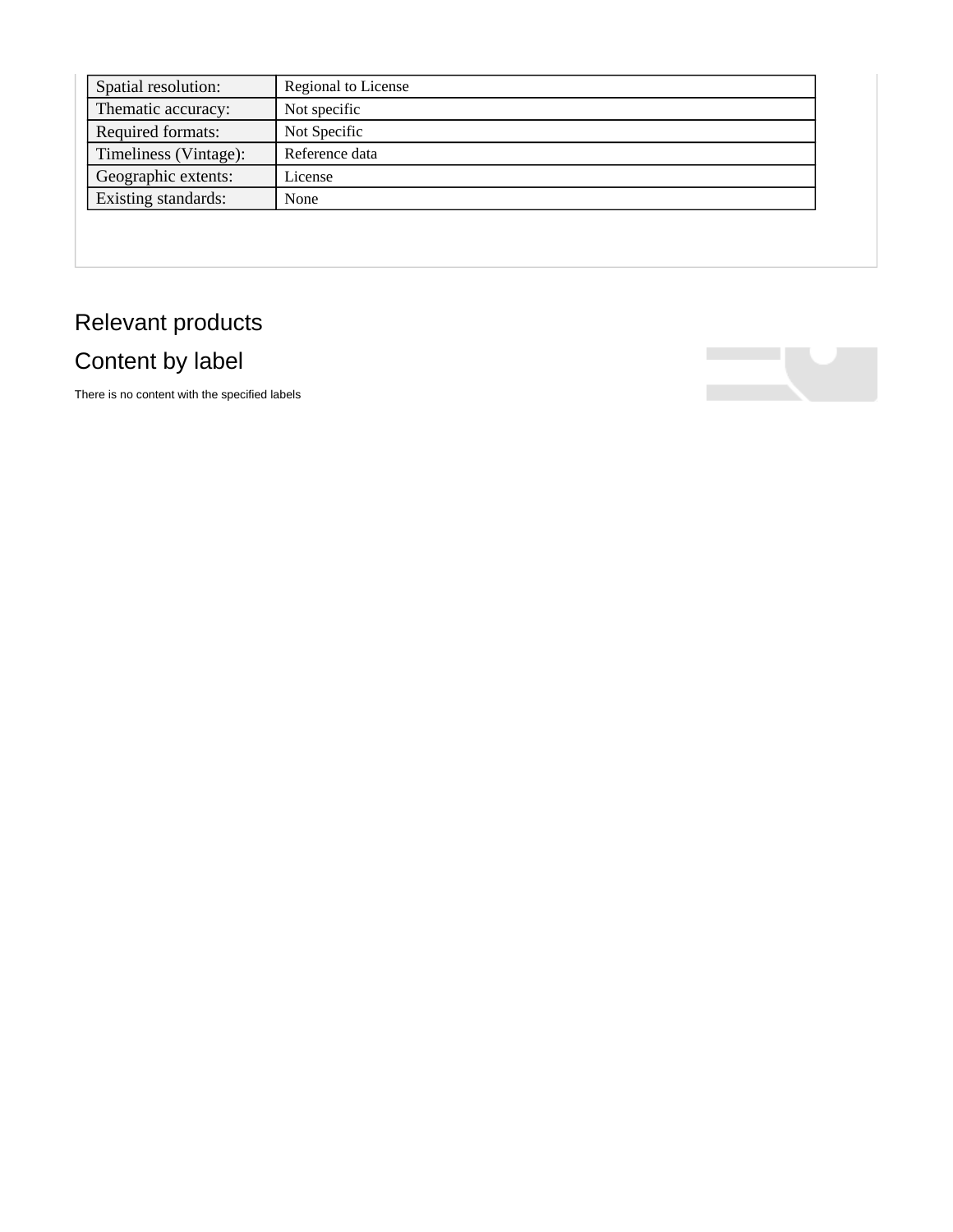| | |
|---|---|
| Spatial resolution: | Regional to License |
| Thematic accuracy: | Not specific |
| Required formats: | Not Specific |
| Timeliness (Vintage): | Reference data |
| Geographic extents: | License |
| Existing standards: | None |

## Relevant products

## Content by label

There is no content with the specified labels